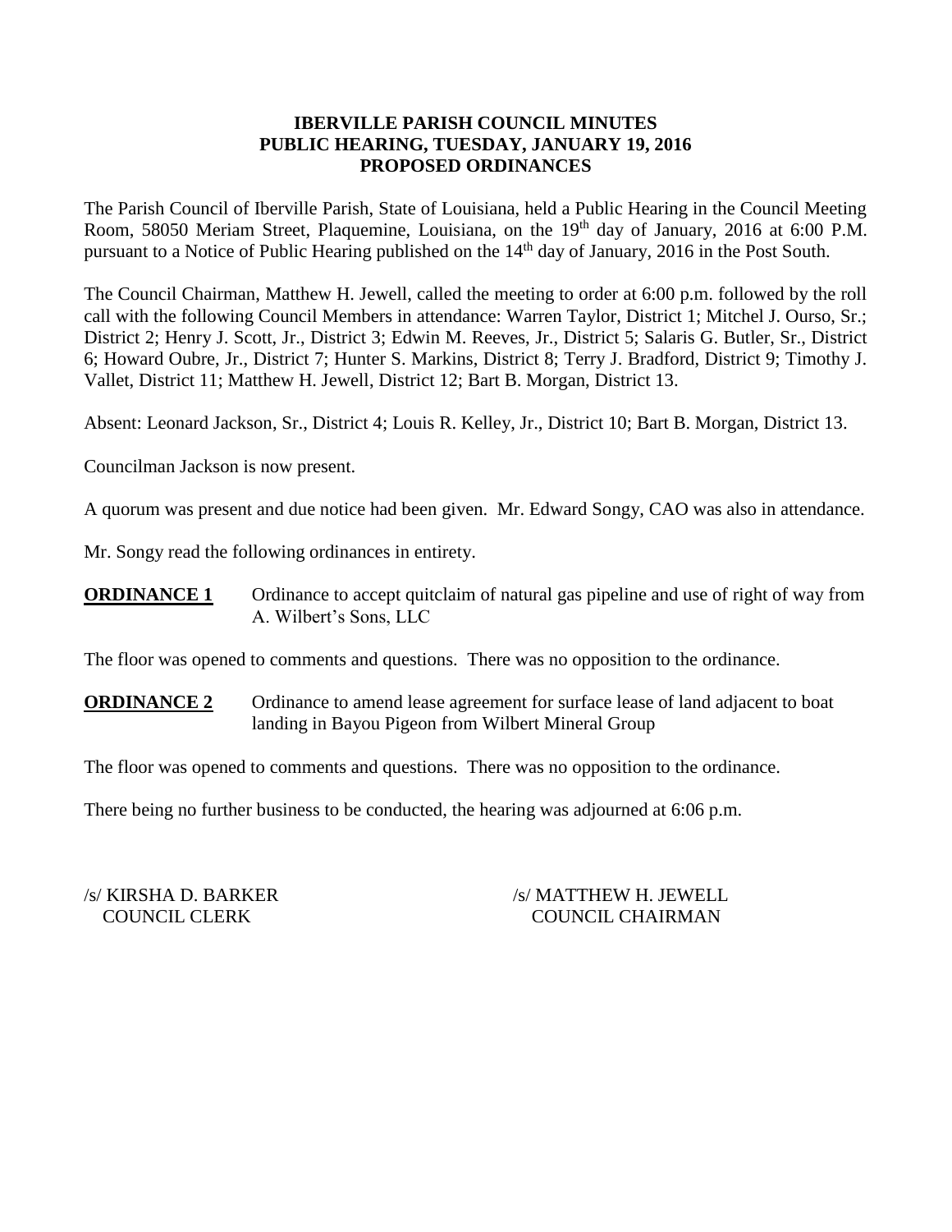**IBERVILLE PARISH COUNCIL MINUTES**
**PUBLIC HEARING, TUESDAY, JANUARY 19, 2016**
**PROPOSED ORDINANCES**

The Parish Council of Iberville Parish, State of Louisiana, held a Public Hearing in the Council Meeting Room, 58050 Meriam Street, Plaquemine, Louisiana, on the 19th day of January, 2016 at 6:00 P.M. pursuant to a Notice of Public Hearing published on the 14th day of January, 2016 in the Post South.

The Council Chairman, Matthew H. Jewell, called the meeting to order at 6:00 p.m. followed by the roll call with the following Council Members in attendance: Warren Taylor, District 1; Mitchel J. Ourso, Sr.; District 2; Henry J. Scott, Jr., District 3; Edwin M. Reeves, Jr., District 5; Salaris G. Butler, Sr., District 6; Howard Oubre, Jr., District 7; Hunter S. Markins, District 8; Terry J. Bradford, District 9; Timothy J. Vallet, District 11; Matthew H. Jewell, District 12; Bart B. Morgan, District 13.

Absent: Leonard Jackson, Sr., District 4; Louis R. Kelley, Jr., District 10; Bart B. Morgan, District 13.

Councilman Jackson is now present.

A quorum was present and due notice had been given. Mr. Edward Songy, CAO was also in attendance.

Mr. Songy read the following ordinances in entirety.

**ORDINANCE 1** Ordinance to accept quitclaim of natural gas pipeline and use of right of way from A. Wilbert's Sons, LLC

The floor was opened to comments and questions. There was no opposition to the ordinance.

**ORDINANCE 2** Ordinance to amend lease agreement for surface lease of land adjacent to boat landing in Bayou Pigeon from Wilbert Mineral Group

The floor was opened to comments and questions. There was no opposition to the ordinance.

There being no further business to be conducted, the hearing was adjourned at 6:06 p.m.

/s/ KIRSHA D. BARKER
COUNCIL CLERK

/s/ MATTHEW H. JEWELL
COUNCIL CHAIRMAN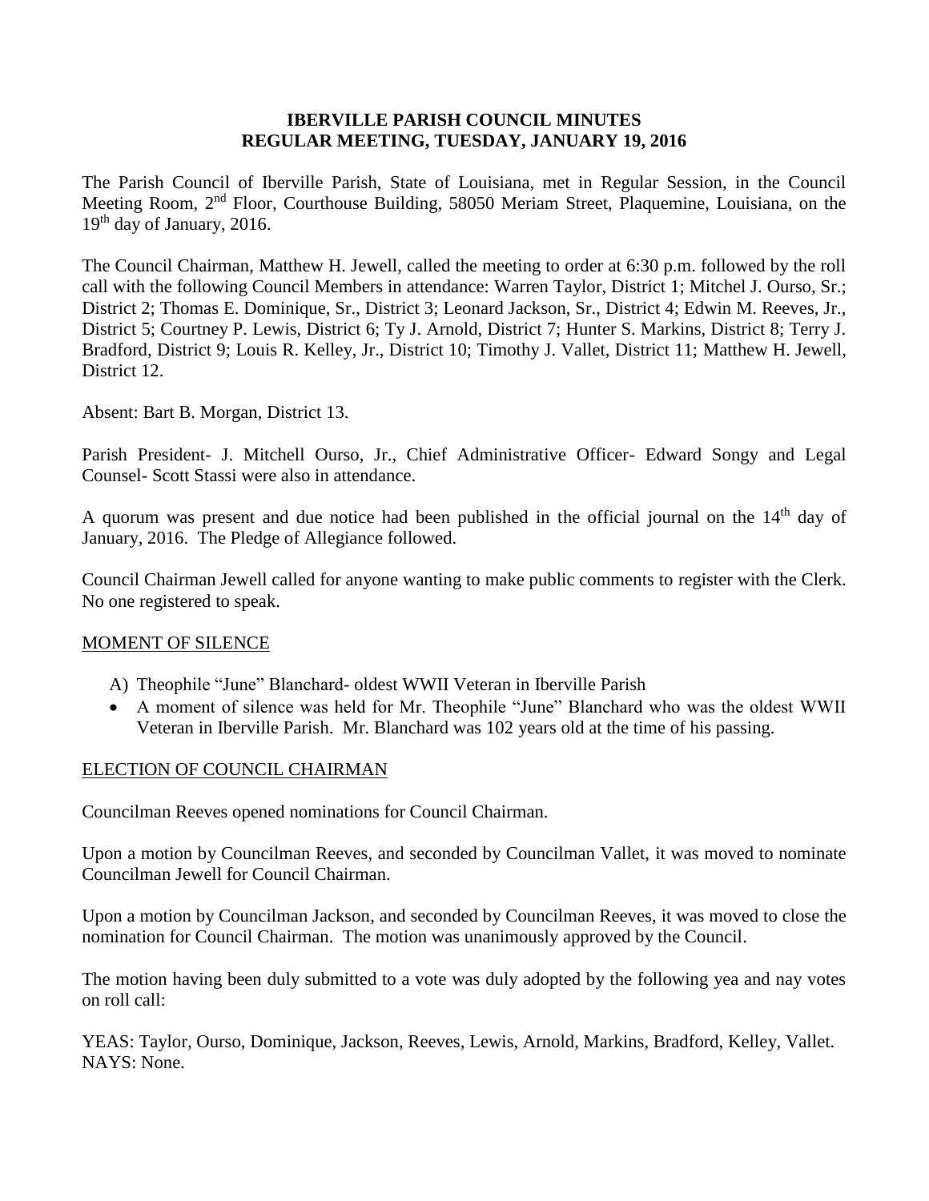# IBERVILLE PARISH COUNCIL MINUTES
## REGULAR MEETING, TUESDAY, JANUARY 19, 2016

The Parish Council of Iberville Parish, State of Louisiana, met in Regular Session, in the Council Meeting Room, 2nd Floor, Courthouse Building, 58050 Meriam Street, Plaquemine, Louisiana, on the 19th day of January, 2016.

The Council Chairman, Matthew H. Jewell, called the meeting to order at 6:30 p.m. followed by the roll call with the following Council Members in attendance: Warren Taylor, District 1; Mitchel J. Ourso, Sr.; District 2; Thomas E. Dominique, Sr., District 3; Leonard Jackson, Sr., District 4; Edwin M. Reeves, Jr., District 5; Courtney P. Lewis, District 6; Ty J. Arnold, District 7; Hunter S. Markins, District 8; Terry J. Bradford, District 9; Louis R. Kelley, Jr., District 10; Timothy J. Vallet, District 11; Matthew H. Jewell, District 12.

Absent: Bart B. Morgan, District 13.

Parish President- J. Mitchell Ourso, Jr., Chief Administrative Officer- Edward Songy and Legal Counsel- Scott Stassi were also in attendance.

A quorum was present and due notice had been published in the official journal on the 14th day of January, 2016. The Pledge of Allegiance followed.

Council Chairman Jewell called for anyone wanting to make public comments to register with the Clerk. No one registered to speak.

MOMENT OF SILENCE

A) Theophile "June" Blanchard- oldest WWII Veteran in Iberville Parish

- A moment of silence was held for Mr. Theophile "June" Blanchard who was the oldest WWII Veteran in Iberville Parish. Mr. Blanchard was 102 years old at the time of his passing.

ELECTION OF COUNCIL CHAIRMAN

Councilman Reeves opened nominations for Council Chairman.

Upon a motion by Councilman Reeves, and seconded by Councilman Vallet, it was moved to nominate Councilman Jewell for Council Chairman.

Upon a motion by Councilman Jackson, and seconded by Councilman Reeves, it was moved to close the nomination for Council Chairman. The motion was unanimously approved by the Council.

The motion having been duly submitted to a vote was duly adopted by the following yea and nay votes on roll call:

YEAS: Taylor, Ourso, Dominique, Jackson, Reeves, Lewis, Arnold, Markins, Bradford, Kelley, Vallet.
NAYS: None.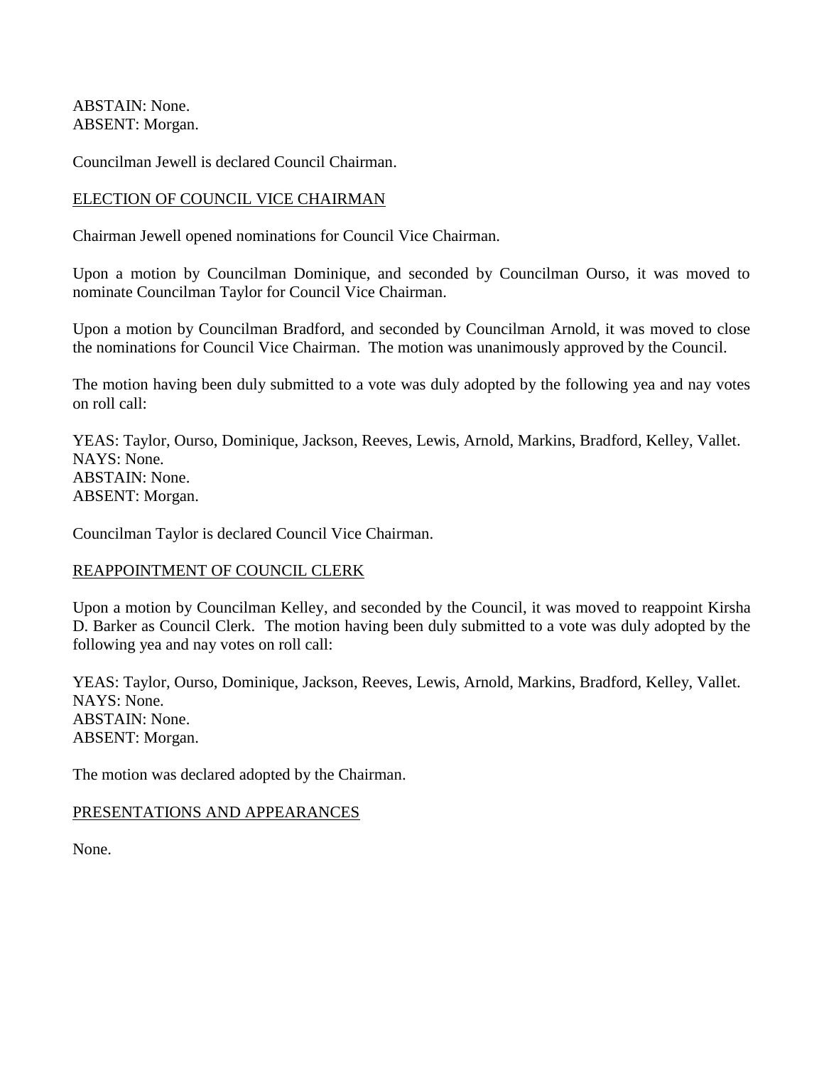ABSTAIN: None.
ABSENT: Morgan.

Councilman Jewell is declared Council Chairman.

## ELECTION OF COUNCIL VICE CHAIRMAN

Chairman Jewell opened nominations for Council Vice Chairman.

Upon a motion by Councilman Dominique, and seconded by Councilman Ourso, it was moved to nominate Councilman Taylor for Council Vice Chairman.

Upon a motion by Councilman Bradford, and seconded by Councilman Arnold, it was moved to close the nominations for Council Vice Chairman. The motion was unanimously approved by the Council.

The motion having been duly submitted to a vote was duly adopted by the following yea and nay votes on roll call:

YEAS: Taylor, Ourso, Dominique, Jackson, Reeves, Lewis, Arnold, Markins, Bradford, Kelley, Vallet.
NAYS: None.
ABSTAIN: None.
ABSENT: Morgan.

Councilman Taylor is declared Council Vice Chairman.

## REAPPOINTMENT OF COUNCIL CLERK

Upon a motion by Councilman Kelley, and seconded by the Council, it was moved to reappoint Kirsha D. Barker as Council Clerk. The motion having been duly submitted to a vote was duly adopted by the following yea and nay votes on roll call:

YEAS: Taylor, Ourso, Dominique, Jackson, Reeves, Lewis, Arnold, Markins, Bradford, Kelley, Vallet.
NAYS: None.
ABSTAIN: None.
ABSENT: Morgan.

The motion was declared adopted by the Chairman.

## PRESENTATIONS AND APPEARANCES

None.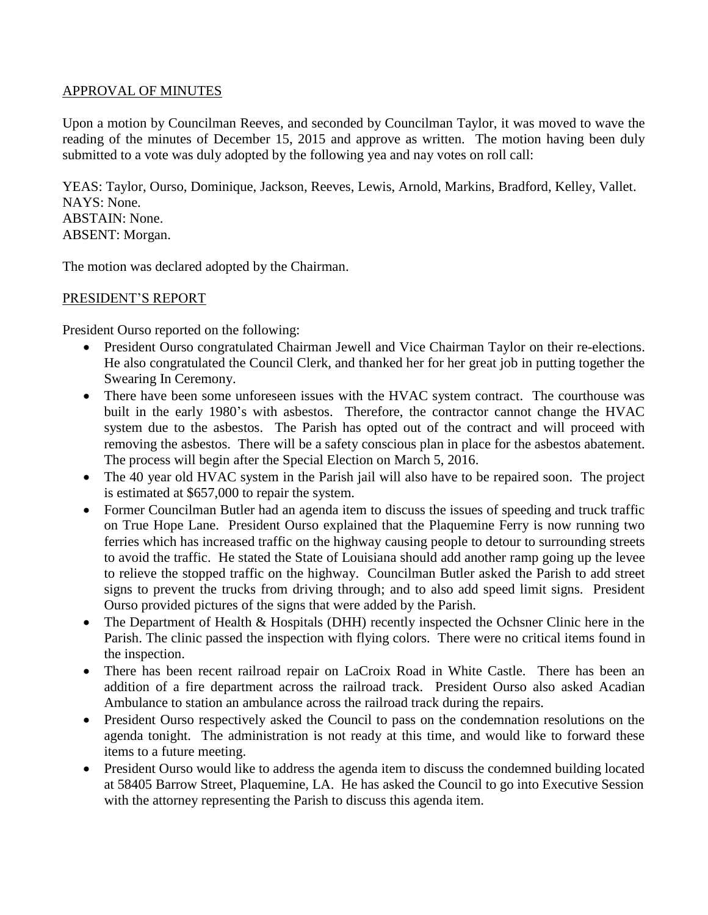## APPROVAL OF MINUTES

Upon a motion by Councilman Reeves, and seconded by Councilman Taylor, it was moved to wave the reading of the minutes of December 15, 2015 and approve as written. The motion having been duly submitted to a vote was duly adopted by the following yea and nay votes on roll call:

YEAS: Taylor, Ourso, Dominique, Jackson, Reeves, Lewis, Arnold, Markins, Bradford, Kelley, Vallet.
NAYS: None.
ABSTAIN: None.
ABSENT: Morgan.

The motion was declared adopted by the Chairman.

## PRESIDENT'S REPORT

President Ourso reported on the following:

- President Ourso congratulated Chairman Jewell and Vice Chairman Taylor on their re-elections. He also congratulated the Council Clerk, and thanked her for her great job in putting together the Swearing In Ceremony.
- There have been some unforeseen issues with the HVAC system contract. The courthouse was built in the early 1980's with asbestos. Therefore, the contractor cannot change the HVAC system due to the asbestos. The Parish has opted out of the contract and will proceed with removing the asbestos. There will be a safety conscious plan in place for the asbestos abatement. The process will begin after the Special Election on March 5, 2016.
- The 40 year old HVAC system in the Parish jail will also have to be repaired soon. The project is estimated at $657,000 to repair the system.
- Former Councilman Butler had an agenda item to discuss the issues of speeding and truck traffic on True Hope Lane. President Ourso explained that the Plaquemine Ferry is now running two ferries which has increased traffic on the highway causing people to detour to surrounding streets to avoid the traffic. He stated the State of Louisiana should add another ramp going up the levee to relieve the stopped traffic on the highway. Councilman Butler asked the Parish to add street signs to prevent the trucks from driving through; and to also add speed limit signs. President Ourso provided pictures of the signs that were added by the Parish.
- The Department of Health & Hospitals (DHH) recently inspected the Ochsner Clinic here in the Parish. The clinic passed the inspection with flying colors. There were no critical items found in the inspection.
- There has been recent railroad repair on LaCroix Road in White Castle. There has been an addition of a fire department across the railroad track. President Ourso also asked Acadian Ambulance to station an ambulance across the railroad track during the repairs.
- President Ourso respectively asked the Council to pass on the condemnation resolutions on the agenda tonight. The administration is not ready at this time, and would like to forward these items to a future meeting.
- President Ourso would like to address the agenda item to discuss the condemned building located at 58405 Barrow Street, Plaquemine, LA. He has asked the Council to go into Executive Session with the attorney representing the Parish to discuss this agenda item.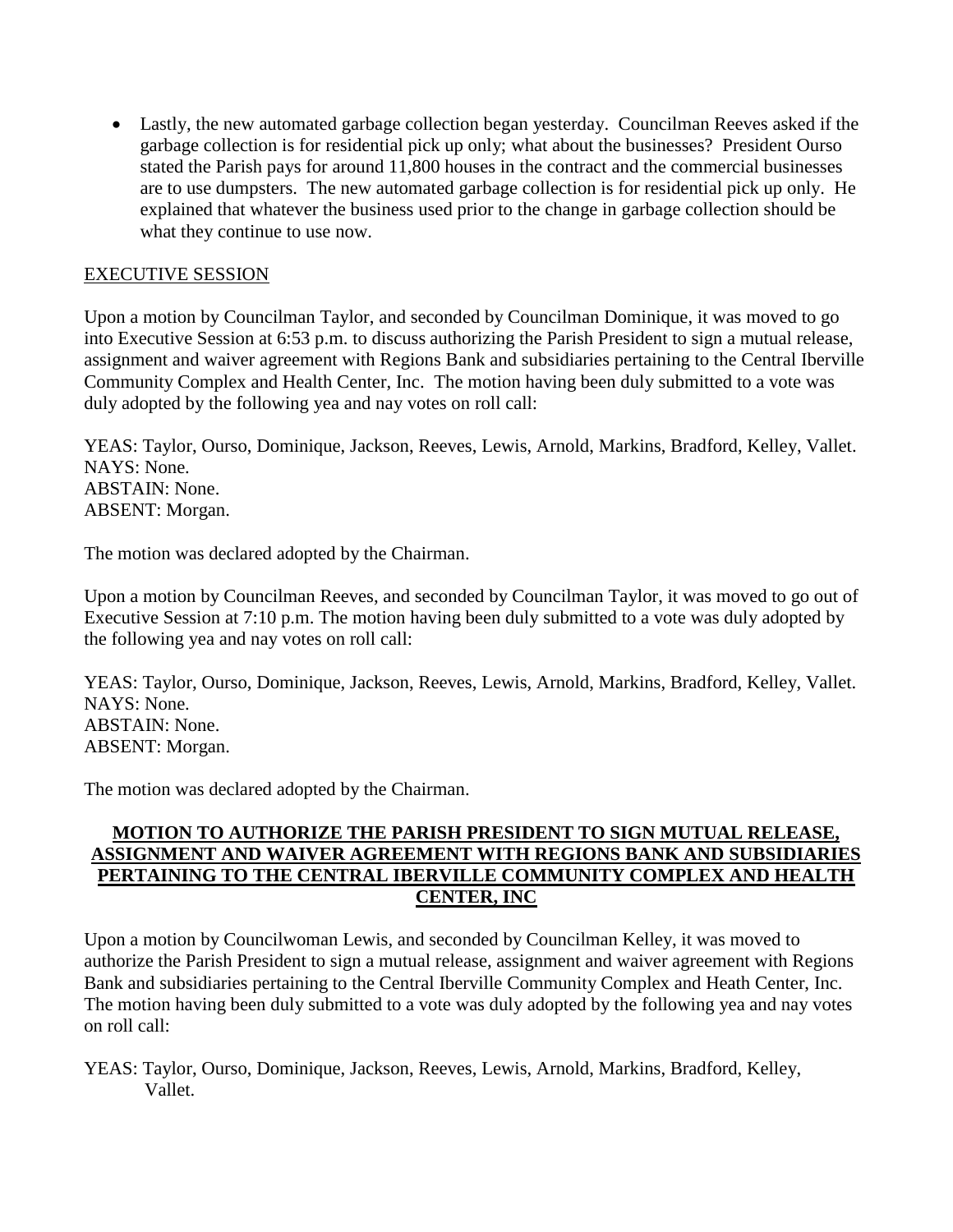- Lastly, the new automated garbage collection began yesterday. Councilman Reeves asked if the garbage collection is for residential pick up only; what about the businesses? President Ourso stated the Parish pays for around 11,800 houses in the contract and the commercial businesses are to use dumpsters. The new automated garbage collection is for residential pick up only. He explained that whatever the business used prior to the change in garbage collection should be what they continue to use now.

EXECUTIVE SESSION

Upon a motion by Councilman Taylor, and seconded by Councilman Dominique, it was moved to go into Executive Session at 6:53 p.m. to discuss authorizing the Parish President to sign a mutual release, assignment and waiver agreement with Regions Bank and subsidiaries pertaining to the Central Iberville Community Complex and Health Center, Inc. The motion having been duly submitted to a vote was duly adopted by the following yea and nay votes on roll call:

YEAS: Taylor, Ourso, Dominique, Jackson, Reeves, Lewis, Arnold, Markins, Bradford, Kelley, Vallet.
NAYS: None.
ABSTAIN: None.
ABSENT: Morgan.

The motion was declared adopted by the Chairman.

Upon a motion by Councilman Reeves, and seconded by Councilman Taylor, it was moved to go out of Executive Session at 7:10 p.m. The motion having been duly submitted to a vote was duly adopted by the following yea and nay votes on roll call:

YEAS: Taylor, Ourso, Dominique, Jackson, Reeves, Lewis, Arnold, Markins, Bradford, Kelley, Vallet.
NAYS: None.
ABSTAIN: None.
ABSENT: Morgan.

The motion was declared adopted by the Chairman.

**MOTION TO AUTHORIZE THE PARISH PRESIDENT TO SIGN MUTUAL RELEASE, ASSIGNMENT AND WAIVER AGREEMENT WITH REGIONS BANK AND SUBSIDIARIES PERTAINING TO THE CENTRAL IBERVILLE COMMUNITY COMPLEX AND HEALTH CENTER, INC**

Upon a motion by Councilwoman Lewis, and seconded by Councilman Kelley, it was moved to authorize the Parish President to sign a mutual release, assignment and waiver agreement with Regions Bank and subsidiaries pertaining to the Central Iberville Community Complex and Heath Center, Inc. The motion having been duly submitted to a vote was duly adopted by the following yea and nay votes on roll call:

YEAS: Taylor, Ourso, Dominique, Jackson, Reeves, Lewis, Arnold, Markins, Bradford, Kelley, Vallet.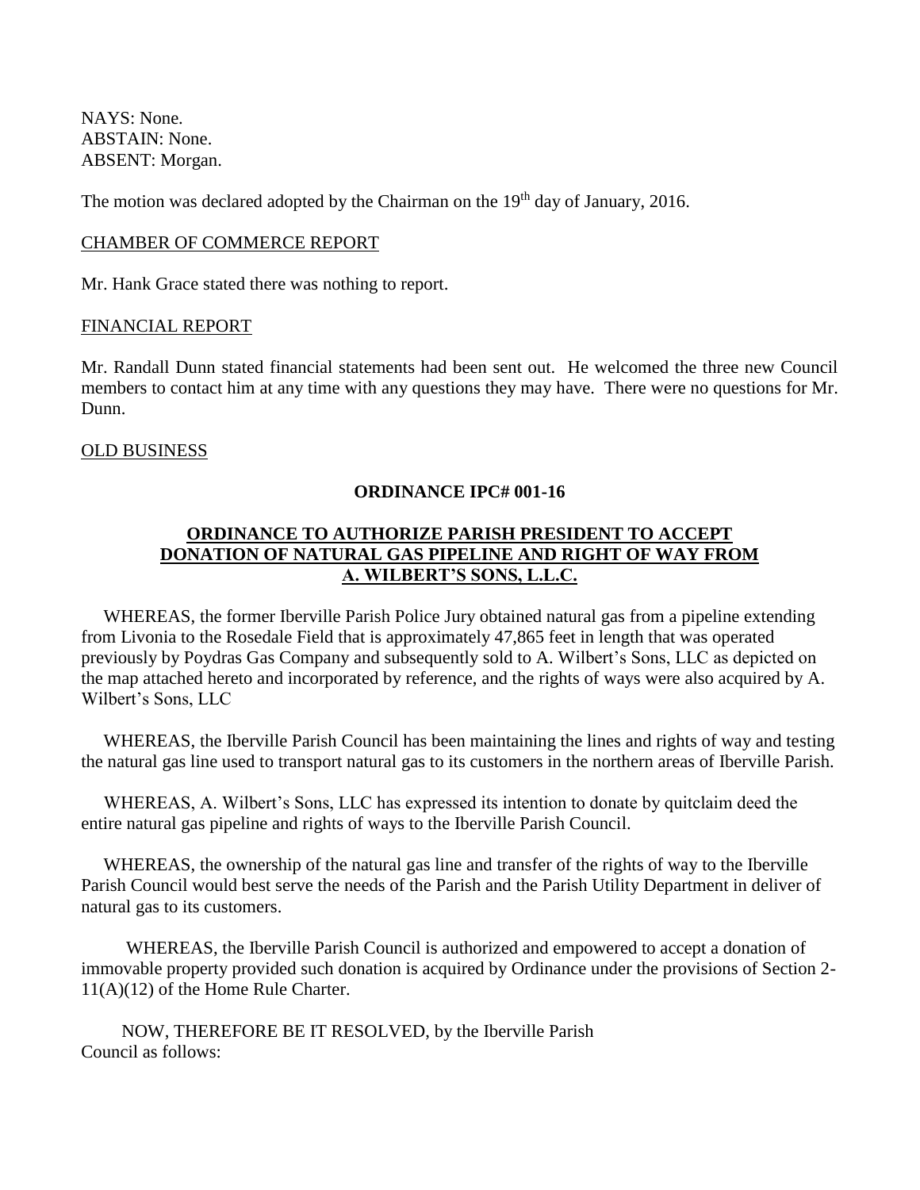NAYS: None.
ABSTAIN: None.
ABSENT: Morgan.

The motion was declared adopted by the Chairman on the 19th day of January, 2016.

CHAMBER OF COMMERCE REPORT

Mr. Hank Grace stated there was nothing to report.

FINANCIAL REPORT

Mr. Randall Dunn stated financial statements had been sent out. He welcomed the three new Council members to contact him at any time with any questions they may have. There were no questions for Mr. Dunn.

OLD BUSINESS

**ORDINANCE IPC# 001-16**

**ORDINANCE TO AUTHORIZE PARISH PRESIDENT TO ACCEPT DONATION OF NATURAL GAS PIPELINE AND RIGHT OF WAY FROM A. WILBERT'S SONS, L.L.C.**

WHEREAS, the former Iberville Parish Police Jury obtained natural gas from a pipeline extending from Livonia to the Rosedale Field that is approximately 47,865 feet in length that was operated previously by Poydras Gas Company and subsequently sold to A. Wilbert's Sons, LLC as depicted on the map attached hereto and incorporated by reference, and the rights of ways were also acquired by A. Wilbert's Sons, LLC

WHEREAS, the Iberville Parish Council has been maintaining the lines and rights of way and testing the natural gas line used to transport natural gas to its customers in the northern areas of Iberville Parish.

WHEREAS, A. Wilbert's Sons, LLC has expressed its intention to donate by quitclaim deed the entire natural gas pipeline and rights of ways to the Iberville Parish Council.

WHEREAS, the ownership of the natural gas line and transfer of the rights of way to the Iberville Parish Council would best serve the needs of the Parish and the Parish Utility Department in deliver of natural gas to its customers.

WHEREAS, the Iberville Parish Council is authorized and empowered to accept a donation of immovable property provided such donation is acquired by Ordinance under the provisions of Section 2-11(A)(12) of the Home Rule Charter.

NOW, THEREFORE BE IT RESOLVED, by the Iberville Parish Council as follows: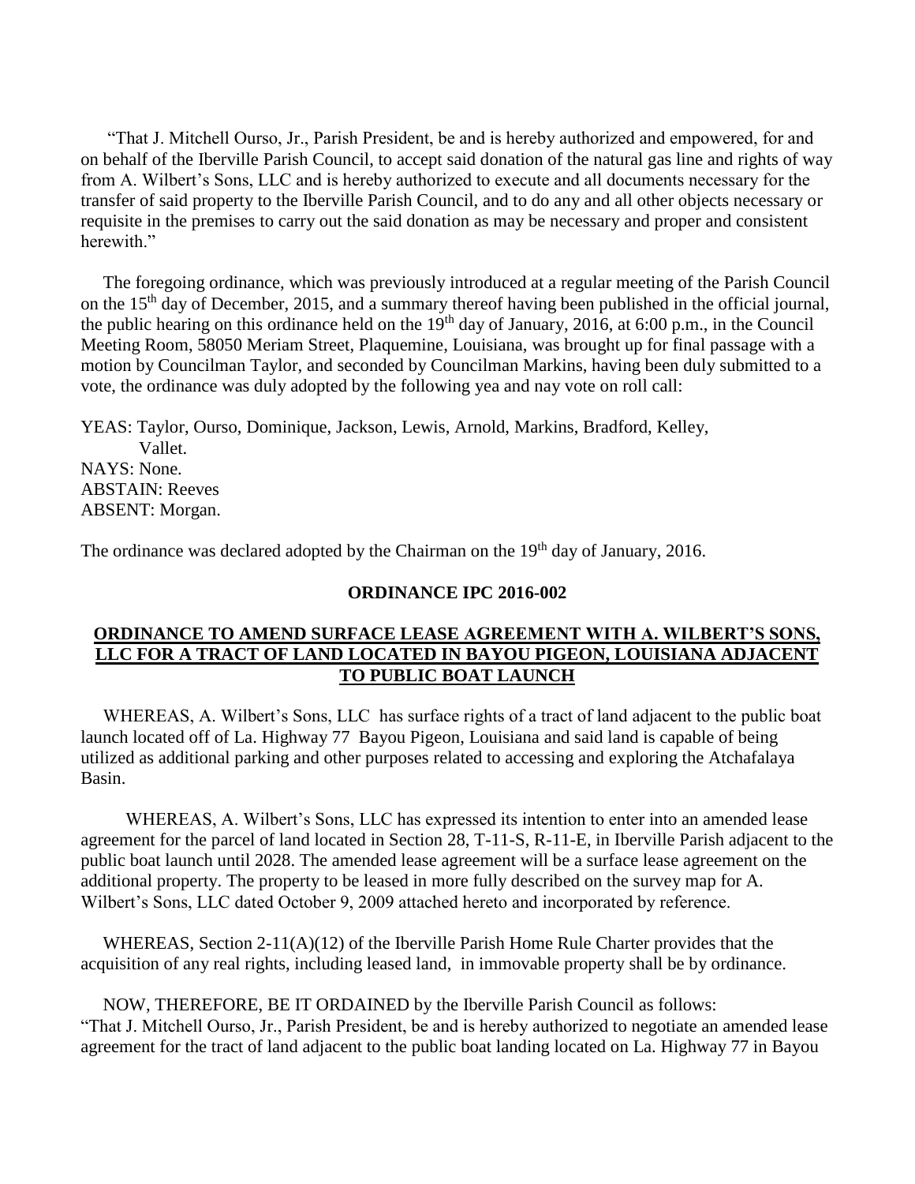"That J. Mitchell Ourso, Jr., Parish President, be and is hereby authorized and empowered, for and on behalf of the Iberville Parish Council, to accept said donation of the natural gas line and rights of way from A. Wilbert's Sons, LLC and is hereby authorized to execute and all documents necessary for the transfer of said property to the Iberville Parish Council, and to do any and all other objects necessary or requisite in the premises to carry out the said donation as may be necessary and proper and consistent herewith."

The foregoing ordinance, which was previously introduced at a regular meeting of the Parish Council on the 15th day of December, 2015, and a summary thereof having been published in the official journal, the public hearing on this ordinance held on the 19th day of January, 2016, at 6:00 p.m., in the Council Meeting Room, 58050 Meriam Street, Plaquemine, Louisiana, was brought up for final passage with a motion by Councilman Taylor, and seconded by Councilman Markins, having been duly submitted to a vote, the ordinance was duly adopted by the following yea and nay vote on roll call:

YEAS: Taylor, Ourso, Dominique, Jackson, Lewis, Arnold, Markins, Bradford, Kelley, Vallet.
NAYS: None.
ABSTAIN: Reeves
ABSENT: Morgan.

The ordinance was declared adopted by the Chairman on the 19th day of January, 2016.

**ORDINANCE IPC 2016-002**

**ORDINANCE TO AMEND SURFACE LEASE AGREEMENT WITH A. WILBERT'S SONS, LLC FOR A TRACT OF LAND LOCATED IN BAYOU PIGEON, LOUISIANA ADJACENT TO PUBLIC BOAT LAUNCH**

WHEREAS, A. Wilbert's Sons, LLC has surface rights of a tract of land adjacent to the public boat launch located off of La. Highway 77 Bayou Pigeon, Louisiana and said land is capable of being utilized as additional parking and other purposes related to accessing and exploring the Atchafalaya Basin.

WHEREAS, A. Wilbert's Sons, LLC has expressed its intention to enter into an amended lease agreement for the parcel of land located in Section 28, T-11-S, R-11-E, in Iberville Parish adjacent to the public boat launch until 2028. The amended lease agreement will be a surface lease agreement on the additional property. The property to be leased in more fully described on the survey map for A. Wilbert's Sons, LLC dated October 9, 2009 attached hereto and incorporated by reference.

WHEREAS, Section 2-11(A)(12) of the Iberville Parish Home Rule Charter provides that the acquisition of any real rights, including leased land, in immovable property shall be by ordinance.

NOW, THEREFORE, BE IT ORDAINED by the Iberville Parish Council as follows:
"That J. Mitchell Ourso, Jr., Parish President, be and is hereby authorized to negotiate an amended lease agreement for the tract of land adjacent to the public boat landing located on La. Highway 77 in Bayou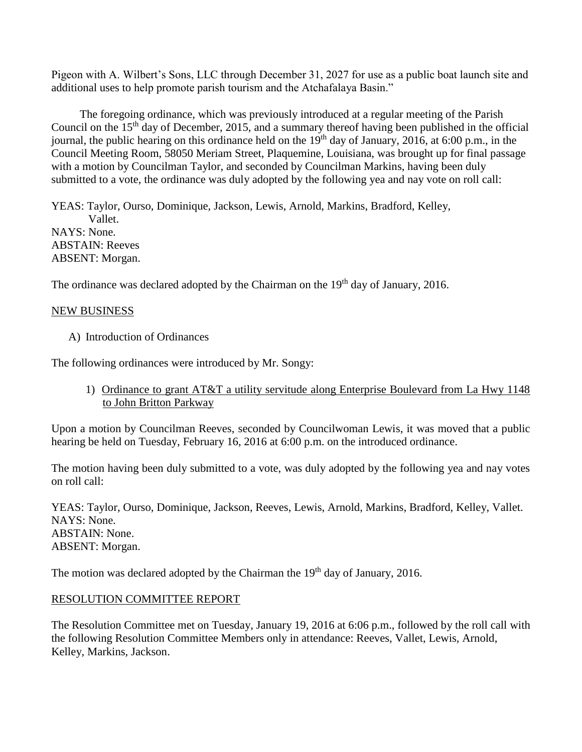Pigeon with A. Wilbert's Sons, LLC through December 31, 2027 for use as a public boat launch site and additional uses to help promote parish tourism and the Atchafalaya Basin."

The foregoing ordinance, which was previously introduced at a regular meeting of the Parish Council on the 15th day of December, 2015, and a summary thereof having been published in the official journal, the public hearing on this ordinance held on the 19th day of January, 2016, at 6:00 p.m., in the Council Meeting Room, 58050 Meriam Street, Plaquemine, Louisiana, was brought up for final passage with a motion by Councilman Taylor, and seconded by Councilman Markins, having been duly submitted to a vote, the ordinance was duly adopted by the following yea and nay vote on roll call:

YEAS: Taylor, Ourso, Dominique, Jackson, Lewis, Arnold, Markins, Bradford, Kelley, Vallet.
NAYS: None.
ABSTAIN: Reeves
ABSENT: Morgan.

The ordinance was declared adopted by the Chairman on the 19th day of January, 2016.

## NEW BUSINESS

A) Introduction of Ordinances

The following ordinances were introduced by Mr. Songy:

1) Ordinance to grant AT&T a utility servitude along Enterprise Boulevard from La Hwy 1148 to John Britton Parkway

Upon a motion by Councilman Reeves, seconded by Councilwoman Lewis, it was moved that a public hearing be held on Tuesday, February 16, 2016 at 6:00 p.m. on the introduced ordinance.

The motion having been duly submitted to a vote, was duly adopted by the following yea and nay votes on roll call:

YEAS: Taylor, Ourso, Dominique, Jackson, Reeves, Lewis, Arnold, Markins, Bradford, Kelley, Vallet.
NAYS: None.
ABSTAIN: None.
ABSENT: Morgan.

The motion was declared adopted by the Chairman the 19th day of January, 2016.

## RESOLUTION COMMITTEE REPORT

The Resolution Committee met on Tuesday, January 19, 2016 at 6:06 p.m., followed by the roll call with the following Resolution Committee Members only in attendance: Reeves, Vallet, Lewis, Arnold, Kelley, Markins, Jackson.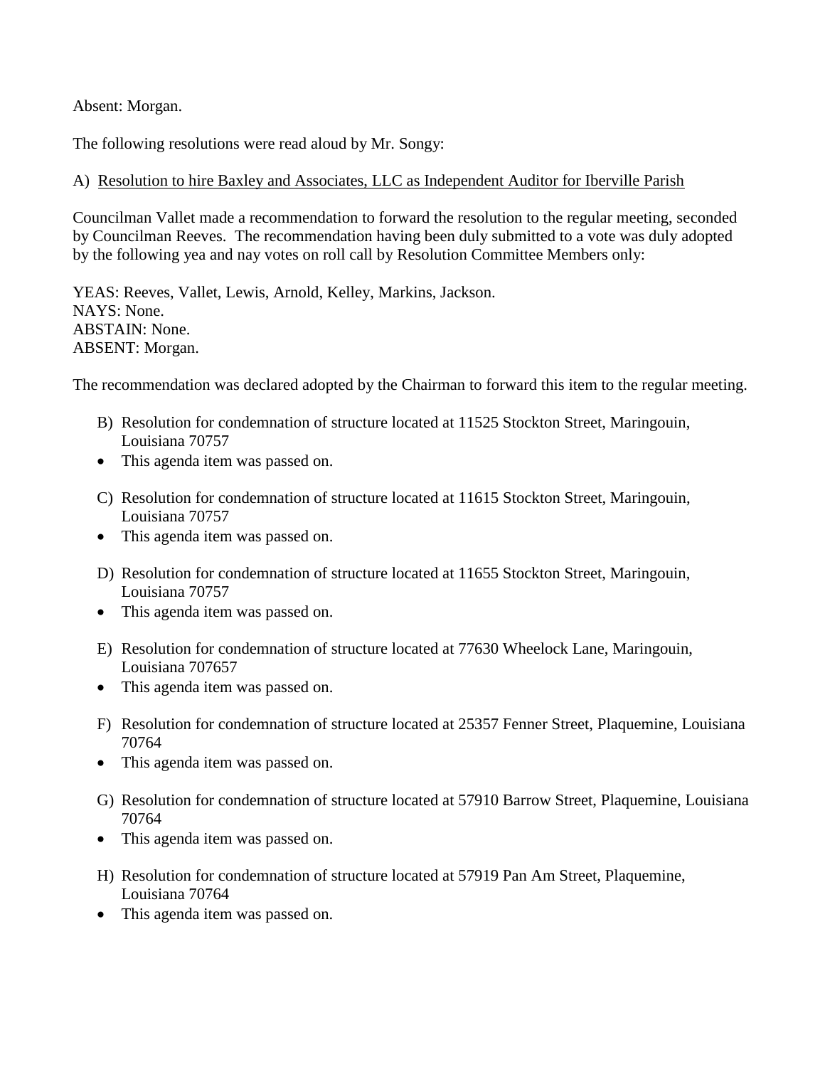Absent: Morgan.

The following resolutions were read aloud by Mr. Songy:

A) Resolution to hire Baxley and Associates, LLC as Independent Auditor for Iberville Parish

Councilman Vallet made a recommendation to forward the resolution to the regular meeting, seconded by Councilman Reeves. The recommendation having been duly submitted to a vote was duly adopted by the following yea and nay votes on roll call by Resolution Committee Members only:

YEAS: Reeves, Vallet, Lewis, Arnold, Kelley, Markins, Jackson.
NAYS: None.
ABSTAIN: None.
ABSENT: Morgan.

The recommendation was declared adopted by the Chairman to forward this item to the regular meeting.

B) Resolution for condemnation of structure located at 11525 Stockton Street, Maringouin, Louisiana 70757
- This agenda item was passed on.

C) Resolution for condemnation of structure located at 11615 Stockton Street, Maringouin, Louisiana 70757
- This agenda item was passed on.

D) Resolution for condemnation of structure located at 11655 Stockton Street, Maringouin, Louisiana 70757
- This agenda item was passed on.

E) Resolution for condemnation of structure located at 77630 Wheelock Lane, Maringouin, Louisiana 707657
- This agenda item was passed on.

F) Resolution for condemnation of structure located at 25357 Fenner Street, Plaquemine, Louisiana 70764
- This agenda item was passed on.

G) Resolution for condemnation of structure located at 57910 Barrow Street, Plaquemine, Louisiana 70764
- This agenda item was passed on.

H) Resolution for condemnation of structure located at 57919 Pan Am Street, Plaquemine, Louisiana 70764
- This agenda item was passed on.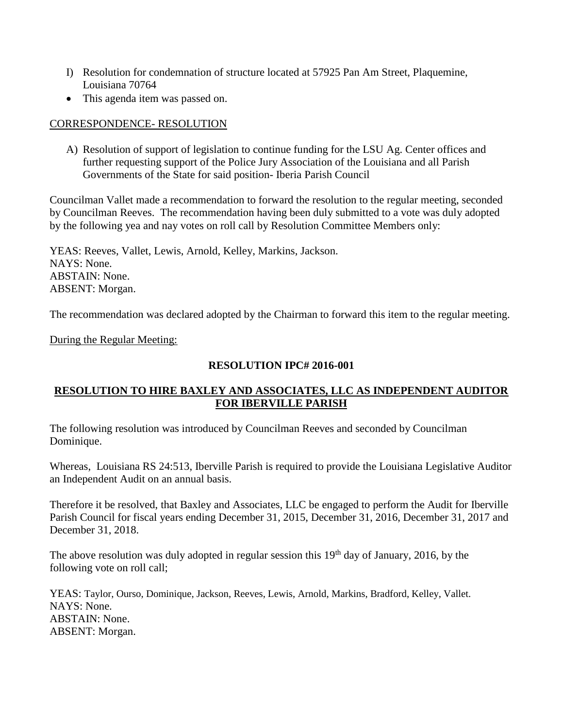I) Resolution for condemnation of structure located at 57925 Pan Am Street, Plaquemine, Louisiana 70764

- This agenda item was passed on.

CORRESPONDENCE- RESOLUTION

A) Resolution of support of legislation to continue funding for the LSU Ag. Center offices and further requesting support of the Police Jury Association of the Louisiana and all Parish Governments of the State for said position- Iberia Parish Council

Councilman Vallet made a recommendation to forward the resolution to the regular meeting, seconded by Councilman Reeves. The recommendation having been duly submitted to a vote was duly adopted by the following yea and nay votes on roll call by Resolution Committee Members only:

YEAS: Reeves, Vallet, Lewis, Arnold, Kelley, Markins, Jackson.
NAYS: None.
ABSTAIN: None.
ABSENT: Morgan.

The recommendation was declared adopted by the Chairman to forward this item to the regular meeting.

During the Regular Meeting:

**RESOLUTION IPC# 2016-001**

**RESOLUTION TO HIRE BAXLEY AND ASSOCIATES, LLC AS INDEPENDENT AUDITOR FOR IBERVILLE PARISH**

The following resolution was introduced by Councilman Reeves and seconded by Councilman Dominique.

Whereas, Louisiana RS 24:513, Iberville Parish is required to provide the Louisiana Legislative Auditor an Independent Audit on an annual basis.

Therefore it be resolved, that Baxley and Associates, LLC be engaged to perform the Audit for Iberville Parish Council for fiscal years ending December 31, 2015, December 31, 2016, December 31, 2017 and December 31, 2018.

The above resolution was duly adopted in regular session this 19th day of January, 2016, by the following vote on roll call;

YEAS: Taylor, Ourso, Dominique, Jackson, Reeves, Lewis, Arnold, Markins, Bradford, Kelley, Vallet.
NAYS: None.
ABSTAIN: None.
ABSENT: Morgan.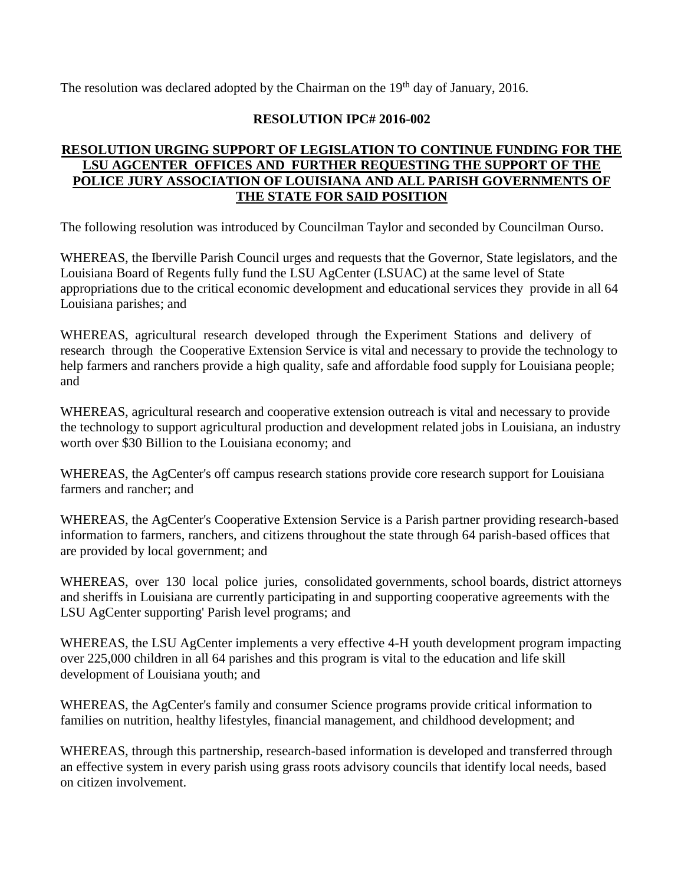The resolution was declared adopted by the Chairman on the 19th day of January, 2016.

**RESOLUTION IPC# 2016-002**

**RESOLUTION URGING SUPPORT OF LEGISLATION TO CONTINUE FUNDING FOR THE LSU AGCENTER OFFICES AND FURTHER REQUESTING THE SUPPORT OF THE POLICE JURY ASSOCIATION OF LOUISIANA AND ALL PARISH GOVERNMENTS OF THE STATE FOR SAID POSITION**

The following resolution was introduced by Councilman Taylor and seconded by Councilman Ourso.

WHEREAS, the Iberville Parish Council urges and requests that the Governor, State legislators, and the Louisiana Board of Regents fully fund the LSU AgCenter (LSUAC) at the same level of State appropriations due to the critical economic development and educational services they provide in all 64 Louisiana parishes; and

WHEREAS, agricultural research developed through the Experiment Stations and delivery of research through the Cooperative Extension Service is vital and necessary to provide the technology to help farmers and ranchers provide a high quality, safe and affordable food supply for Louisiana people; and

WHEREAS, agricultural research and cooperative extension outreach is vital and necessary to provide the technology to support agricultural production and development related jobs in Louisiana, an industry worth over $30 Billion to the Louisiana economy; and

WHEREAS, the AgCenter's off campus research stations provide core research support for Louisiana farmers and rancher; and

WHEREAS, the AgCenter's Cooperative Extension Service is a Parish partner providing research-based information to farmers, ranchers, and citizens throughout the state through 64 parish-based offices that are provided by local government; and

WHEREAS, over 130 local police juries, consolidated governments, school boards, district attorneys and sheriffs in Louisiana are currently participating in and supporting cooperative agreements with the LSU AgCenter supporting' Parish level programs; and

WHEREAS, the LSU AgCenter implements a very effective 4-H youth development program impacting over 225,000 children in all 64 parishes and this program is vital to the education and life skill development of Louisiana youth; and

WHEREAS, the AgCenter's family and consumer Science programs provide critical information to families on nutrition, healthy lifestyles, financial management, and childhood development; and

WHEREAS, through this partnership, research-based information is developed and transferred through an effective system in every parish using grass roots advisory councils that identify local needs, based on citizen involvement.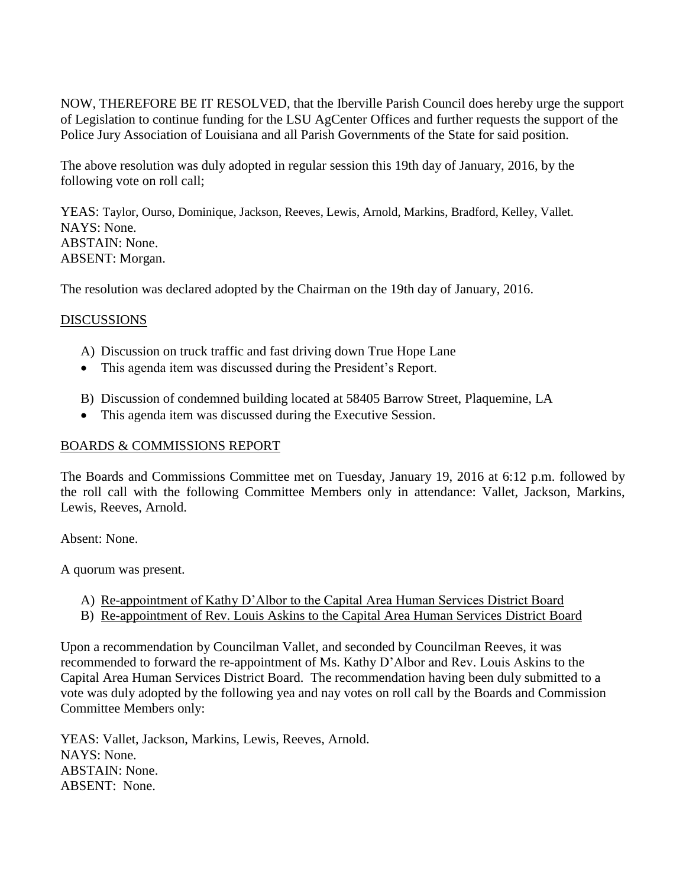NOW, THEREFORE BE IT RESOLVED, that the Iberville Parish Council does hereby urge the support of Legislation to continue funding for the LSU AgCenter Offices and further requests the support of the Police Jury Association of Louisiana and all Parish Governments of the State for said position.

The above resolution was duly adopted in regular session this 19th day of January, 2016, by the following vote on roll call;

YEAS: Taylor, Ourso, Dominique, Jackson, Reeves, Lewis, Arnold, Markins, Bradford, Kelley, Vallet.
NAYS: None.
ABSTAIN: None.
ABSENT: Morgan.

The resolution was declared adopted by the Chairman on the 19th day of January, 2016.

## DISCUSSIONS

A) Discussion on truck traffic and fast driving down True Hope Lane

- This agenda item was discussed during the President's Report.

B) Discussion of condemned building located at 58405 Barrow Street, Plaquemine, LA

- This agenda item was discussed during the Executive Session.

## BOARDS & COMMISSIONS REPORT

The Boards and Commissions Committee met on Tuesday, January 19, 2016 at 6:12 p.m. followed by the roll call with the following Committee Members only in attendance: Vallet, Jackson, Markins, Lewis, Reeves, Arnold.

Absent: None.

A quorum was present.

A) Re-appointment of Kathy D'Albor to the Capital Area Human Services District Board
B) Re-appointment of Rev. Louis Askins to the Capital Area Human Services District Board

Upon a recommendation by Councilman Vallet, and seconded by Councilman Reeves, it was recommended to forward the re-appointment of Ms. Kathy D'Albor and Rev. Louis Askins to the Capital Area Human Services District Board. The recommendation having been duly submitted to a vote was duly adopted by the following yea and nay votes on roll call by the Boards and Commission Committee Members only:

YEAS: Vallet, Jackson, Markins, Lewis, Reeves, Arnold.
NAYS: None.
ABSTAIN: None.
ABSENT: None.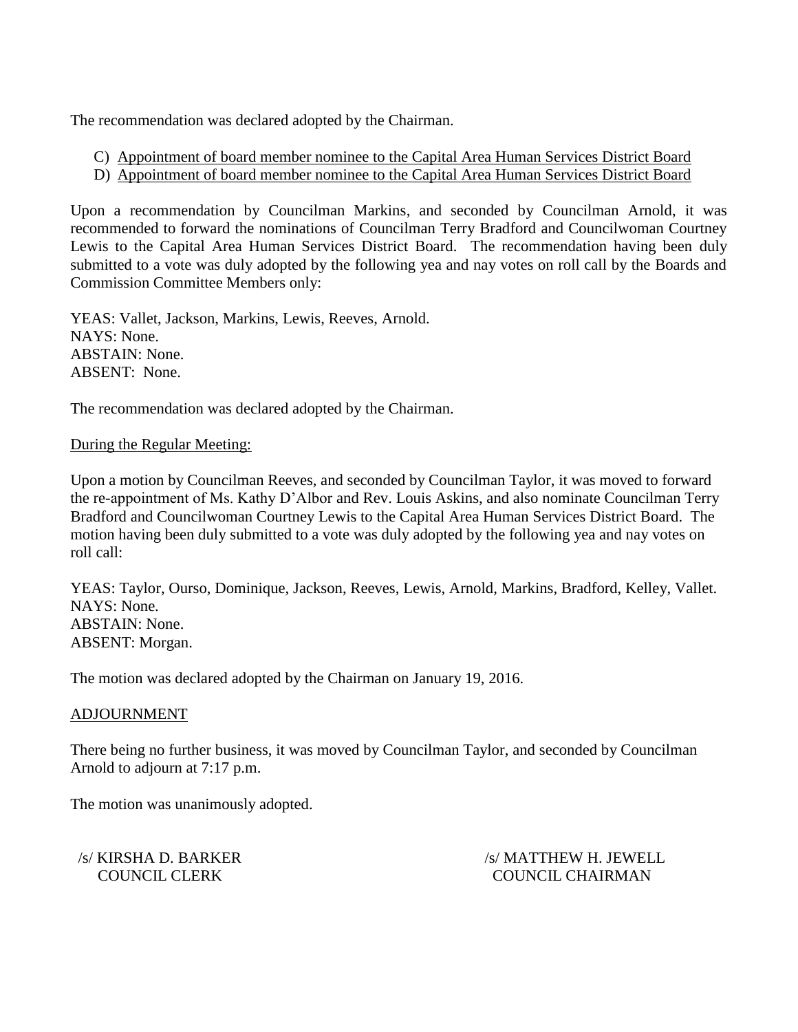The recommendation was declared adopted by the Chairman.

C) Appointment of board member nominee to the Capital Area Human Services District Board
D) Appointment of board member nominee to the Capital Area Human Services District Board

Upon a recommendation by Councilman Markins, and seconded by Councilman Arnold, it was recommended to forward the nominations of Councilman Terry Bradford and Councilwoman Courtney Lewis to the Capital Area Human Services District Board. The recommendation having been duly submitted to a vote was duly adopted by the following yea and nay votes on roll call by the Boards and Commission Committee Members only:

YEAS: Vallet, Jackson, Markins, Lewis, Reeves, Arnold.
NAYS: None.
ABSTAIN: None.
ABSENT: None.

The recommendation was declared adopted by the Chairman.

During the Regular Meeting:

Upon a motion by Councilman Reeves, and seconded by Councilman Taylor, it was moved to forward the re-appointment of Ms. Kathy D'Albor and Rev. Louis Askins, and also nominate Councilman Terry Bradford and Councilwoman Courtney Lewis to the Capital Area Human Services District Board. The motion having been duly submitted to a vote was duly adopted by the following yea and nay votes on roll call:

YEAS: Taylor, Ourso, Dominique, Jackson, Reeves, Lewis, Arnold, Markins, Bradford, Kelley, Vallet.
NAYS: None.
ABSTAIN: None.
ABSENT: Morgan.

The motion was declared adopted by the Chairman on January 19, 2016.

ADJOURNMENT

There being no further business, it was moved by Councilman Taylor, and seconded by Councilman Arnold to adjourn at 7:17 p.m.

The motion was unanimously adopted.

/s/ KIRSHA D. BARKER
COUNCIL CLERK

/s/ MATTHEW H. JEWELL
COUNCIL CHAIRMAN